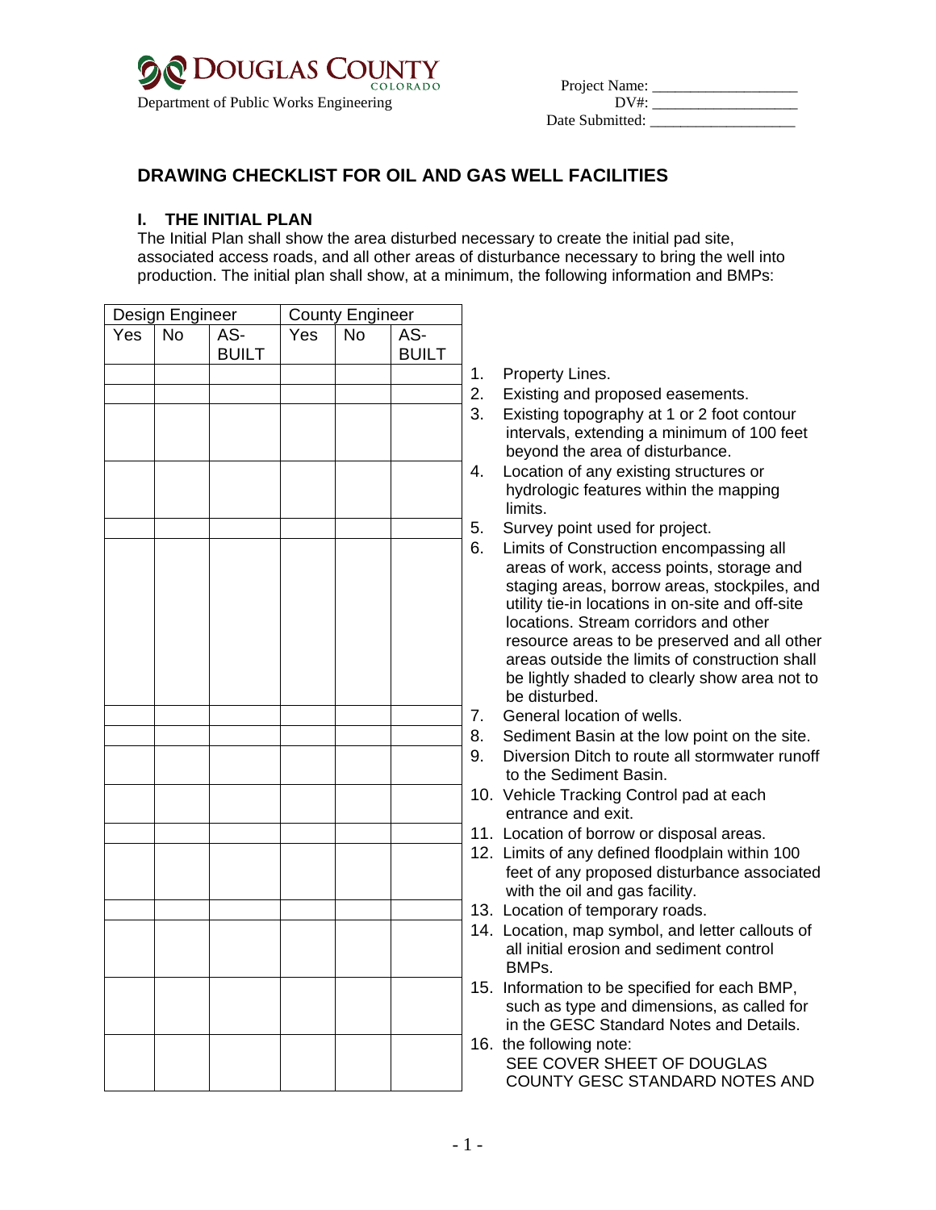**DOUGLAS COUNTY** COLORADO
Department of Public Works Engineering

Project Name: ___________________
DV#: ___________________
Date Submitted: ___________________

# DRAWING CHECKLIST FOR OIL AND GAS WELL FACILITIES

## I. THE INITIAL PLAN

The Initial Plan shall show the area disturbed necessary to create the initial pad site, associated access roads, and all other areas of disturbance necessary to bring the well into production. The initial plan shall show, at a minimum, the following information and BMPs:

| Design Engineer | | | County Engineer | | | |
|---|---|---|---|---|---|---|
| Yes | No | AS-BUILT | Yes | No | AS-BUILT | |
| | | | | | | 1. Property Lines. |
| | | | | | | 2. Existing and proposed easements. |
| | | | | | | 3. Existing topography at 1 or 2 foot contour intervals, extending a minimum of 100 feet beyond the area of disturbance. |
| | | | | | | 4. Location of any existing structures or hydrologic features within the mapping limits. |
| | | | | | | 5. Survey point used for project. |
| | | | | | | 6. Limits of Construction encompassing all areas of work, access points, storage and staging areas, borrow areas, stockpiles, and utility tie-in locations in on-site and off-site locations. Stream corridors and other resource areas to be preserved and all other areas outside the limits of construction shall be lightly shaded to clearly show area not to be disturbed. |
| | | | | | | 7. General location of wells. |
| | | | | | | 8. Sediment Basin at the low point on the site. |
| | | | | | | 9. Diversion Ditch to route all stormwater runoff to the Sediment Basin. |
| | | | | | | 10. Vehicle Tracking Control pad at each entrance and exit. |
| | | | | | | 11. Location of borrow or disposal areas. |
| | | | | | | 12. Limits of any defined floodplain within 100 feet of any proposed disturbance associated with the oil and gas facility. |
| | | | | | | 13. Location of temporary roads. |
| | | | | | | 14. Location, map symbol, and letter callouts of all initial erosion and sediment control BMPs. |
| | | | | | | 15. Information to be specified for each BMP, such as type and dimensions, as called for in the GESC Standard Notes and Details. |
| | | | | | | 16. the following note: SEE COVER SHEET OF DOUGLAS COUNTY GESC STANDARD NOTES AND |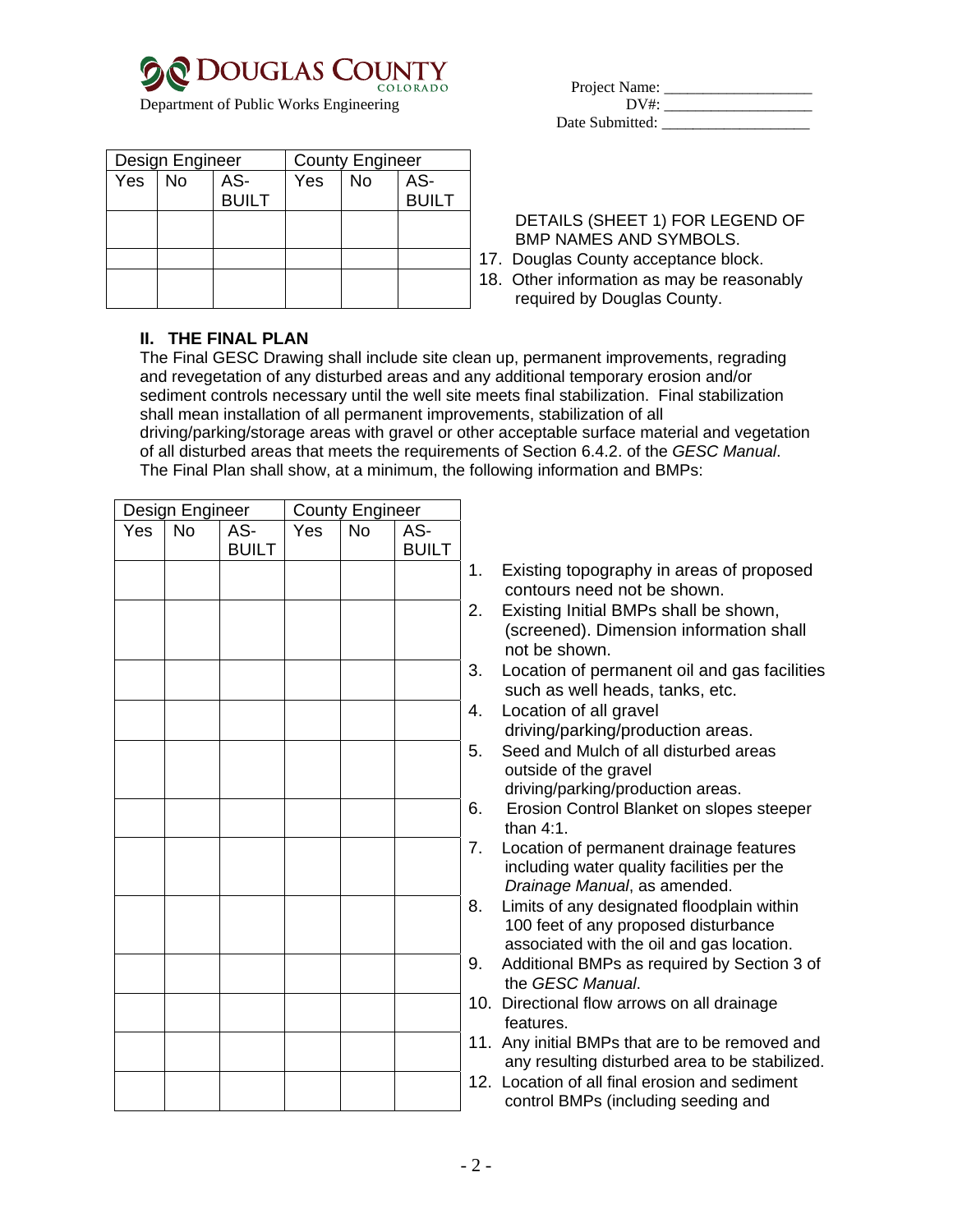Department of Public Works Engineering

Project Name: ___________________
DV#: ___________________
Date Submitted: ___________________

| Design Engineer | | | County Engineer | | | |
|---|---|---|---|---|---|---|
| Yes | No | AS-BUILT | Yes | No | AS-BUILT | |
| | | | | | | DETAILS (SHEET 1) FOR LEGEND OF BMP NAMES AND SYMBOLS. |
| | | | | | | 17. Douglas County acceptance block. |
| | | | | | | 18. Other information as may be reasonably required by Douglas County. |

## II. THE FINAL PLAN

The Final GESC Drawing shall include site clean up, permanent improvements, regrading and revegetation of any disturbed areas and any additional temporary erosion and/or sediment controls necessary until the well site meets final stabilization. Final stabilization shall mean installation of all permanent improvements, stabilization of all driving/parking/storage areas with gravel or other acceptable surface material and vegetation of all disturbed areas that meets the requirements of Section 6.4.2. of the *GESC Manual*. The Final Plan shall show, at a minimum, the following information and BMPs:

| Design Engineer | | | County Engineer | | | |
|---|---|---|---|---|---|---|
| Yes | No | AS-BUILT | Yes | No | AS-BUILT | |
| | | | | | | 1. Existing topography in areas of proposed contours need not be shown. |
| | | | | | | 2. Existing Initial BMPs shall be shown, (screened). Dimension information shall not be shown. |
| | | | | | | 3. Location of permanent oil and gas facilities such as well heads, tanks, etc. |
| | | | | | | 4. Location of all gravel driving/parking/production areas. |
| | | | | | | 5. Seed and Mulch of all disturbed areas outside of the gravel driving/parking/production areas. |
| | | | | | | 6. Erosion Control Blanket on slopes steeper than 4:1. |
| | | | | | | 7. Location of permanent drainage features including water quality facilities per the *Drainage Manual*, as amended. |
| | | | | | | 8. Limits of any designated floodplain within 100 feet of any proposed disturbance associated with the oil and gas location. |
| | | | | | | 9. Additional BMPs as required by Section 3 of the *GESC Manual*. |
| | | | | | | 10. Directional flow arrows on all drainage features. |
| | | | | | | 11. Any initial BMPs that are to be removed and any resulting disturbed area to be stabilized. |
| | | | | | | 12. Location of all final erosion and sediment control BMPs (including seeding and |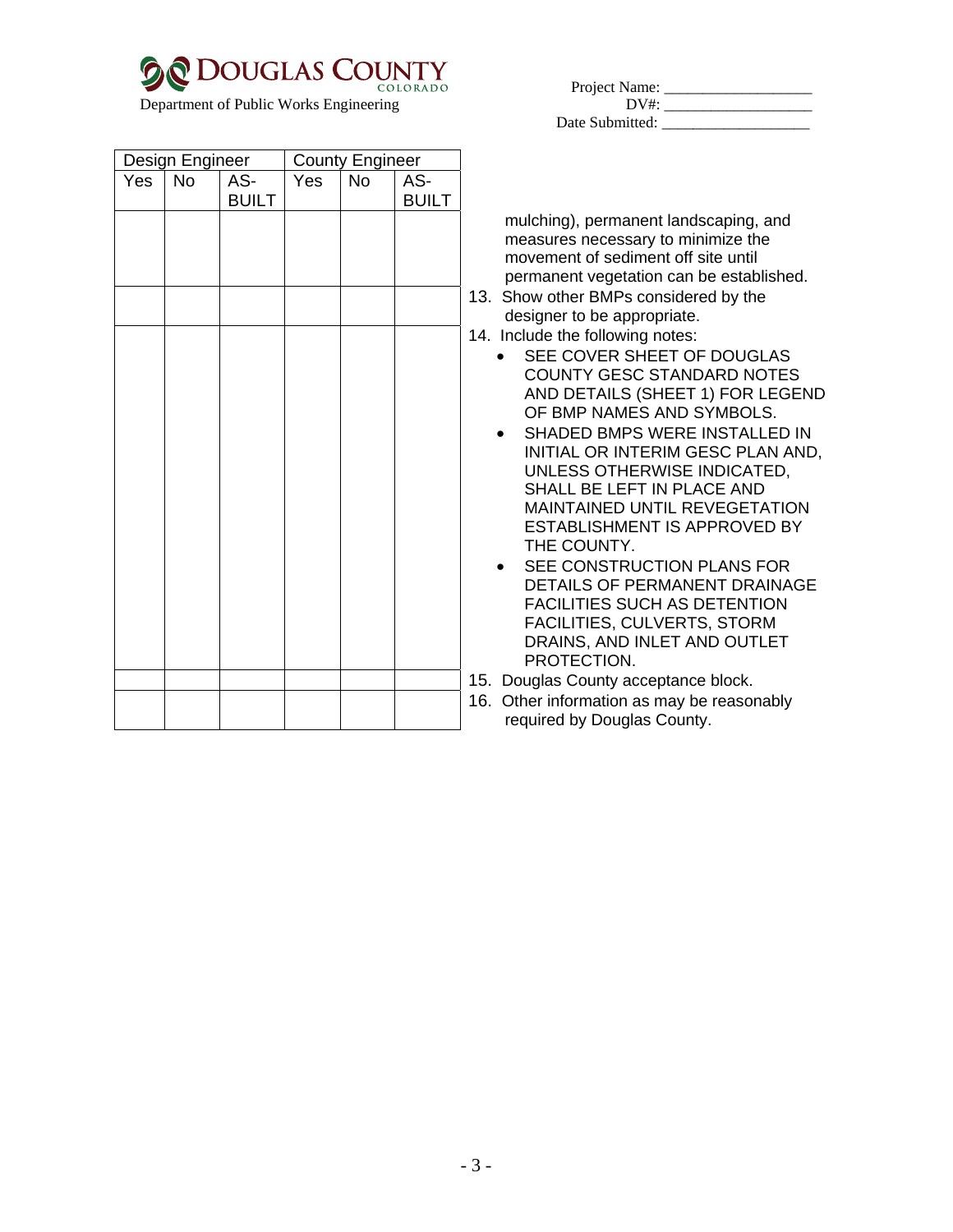**DOUGLAS COUNTY** COLORADO
Department of Public Works Engineering

Project Name: ___________________
DV#: ___________________
Date Submitted: ___________________

| Design Engineer | | | County Engineer | | | |
|---|---|---|---|---|---|---|
| Yes | No | AS-BUILT | Yes | No | AS-BUILT | |
| | | | | | | mulching), permanent landscaping, and measures necessary to minimize the movement of sediment off site until permanent vegetation can be established. |
| | | | | | | 13. Show other BMPs considered by the designer to be appropriate. |
| | | | | | | 14. Include the following notes: <br>• SEE COVER SHEET OF DOUGLAS COUNTY GESC STANDARD NOTES AND DETAILS (SHEET 1) FOR LEGEND OF BMP NAMES AND SYMBOLS. <br>• SHADED BMPS WERE INSTALLED IN INITIAL OR INTERIM GESC PLAN AND, UNLESS OTHERWISE INDICATED, SHALL BE LEFT IN PLACE AND MAINTAINED UNTIL REVEGETATION ESTABLISHMENT IS APPROVED BY THE COUNTY. <br>• SEE CONSTRUCTION PLANS FOR DETAILS OF PERMANENT DRAINAGE FACILITIES SUCH AS DETENTION FACILITIES, CULVERTS, STORM DRAINS, AND INLET AND OUTLET PROTECTION. |
| | | | | | | 15. Douglas County acceptance block. |
| | | | | | | 16. Other information as may be reasonably required by Douglas County. |